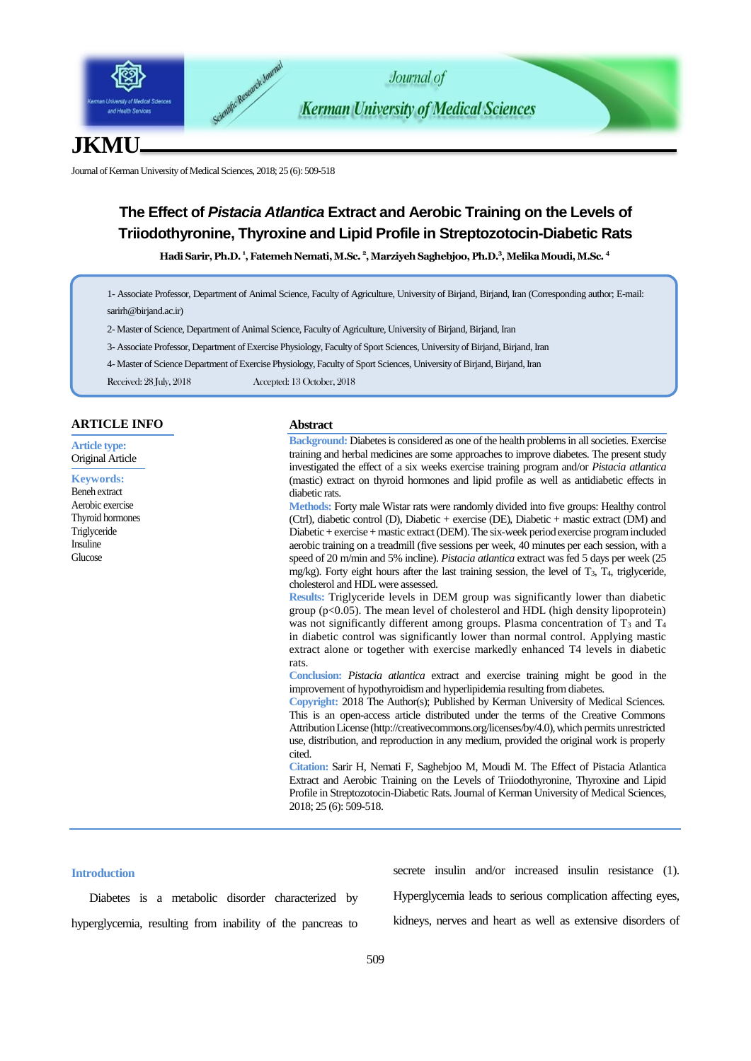# The Effect of *Pistacia Atlantica* Extract and Aerobic Training on the Levels of Triiodothyronine, Thyroxine and Lipid Profile in Streptozotocin-Diabetic Rats

**Hadi Sarir, Ph.D. [1], Fatemeh Nemati, M.Sc. [2], Marziyeh Saghebjoo, Ph.D.[3], Melika Moudi, M.Sc. [4]**

1- Associate Professor, Department of Animal Science, Faculty of Agriculture, University of Birjand, Birjand, Iran (Corresponding author; E-mail: sarirh@birjand.ac.ir)

2- Master of Science, Department of Animal Science, Faculty of Agriculture, University of Birjand, Birjand, Iran

3- Associate Professor, Department of Exercise Physiology, Faculty of Sport Sciences, University of Birjand, Birjand, Iran

4- Master of Science Department of Exercise Physiology, Faculty of Sport Sciences, University of Birjand, Birjand, Iran

Received: 28 July, 2018　　　　Accepted: 13 October, 2018

## ARTICLE INFO

**Article type:**
Original Article

**Keywords:**
Beneh extract
Aerobic exercise
Thyroid hormones
Triglyceride
Insuline
Glucose

## Abstract

**Background:** Diabetes is considered as one of the health problems in all societies. Exercise training and herbal medicines are some approaches to improve diabetes. The present study investigated the effect of a six weeks exercise training program and/or *Pistacia atlantica* (mastic) extract on thyroid hormones and lipid profile as well as antidiabetic effects in diabetic rats.

**Methods:** Forty male Wistar rats were randomly divided into five groups: Healthy control (Ctrl), diabetic control (D), Diabetic + exercise (DE), Diabetic + mastic extract (DM) and Diabetic + exercise + mastic extract (DEM). The six-week period exercise program included aerobic training on a treadmill (five sessions per week, 40 minutes per each session, with a speed of 20 m/min and 5% incline). *Pistacia atlantica* extract was fed 5 days per week (25 mg/kg). Forty eight hours after the last training session, the level of $T_3$, $T_4$, triglyceride, cholesterol and HDL were assessed.

**Results:** Triglyceride levels in DEM group was significantly lower than diabetic group ($p<0.05$). The mean level of cholesterol and HDL (high density lipoprotein) was not significantly different among groups. Plasma concentration of $T_3$ and $T_4$ in diabetic control was significantly lower than normal control. Applying mastic extract alone or together with exercise markedly enhanced T4 levels in diabetic rats.

**Conclusion:** *Pistacia atlantica* extract and exercise training might be good in the improvement of hypothyroidism and hyperlipidemia resulting from diabetes.

**Copyright:** 2018 The Author(s); Published by Kerman University of Medical Sciences. This is an open-access article distributed under the terms of the Creative Commons Attribution License (http://creativecommons.org/licenses/by/4.0), which permits unrestricted use, distribution, and reproduction in any medium, provided the original work is properly cited.

**Citation:** Sarir H, Nemati F, Saghebjoo M, Moudi M. The Effect of Pistacia Atlantica Extract and Aerobic Training on the Levels of Triiodothyronine, Thyroxine and Lipid Profile in Streptozotocin-Diabetic Rats. Journal of Kerman University of Medical Sciences, 2018; 25 (6): 509-518.

## Introduction

Diabetes is a metabolic disorder characterized by hyperglycemia, resulting from inability of the pancreas to secrete insulin and/or increased insulin resistance (1). Hyperglycemia leads to serious complication affecting eyes, kidneys, nerves and heart as well as extensive disorders of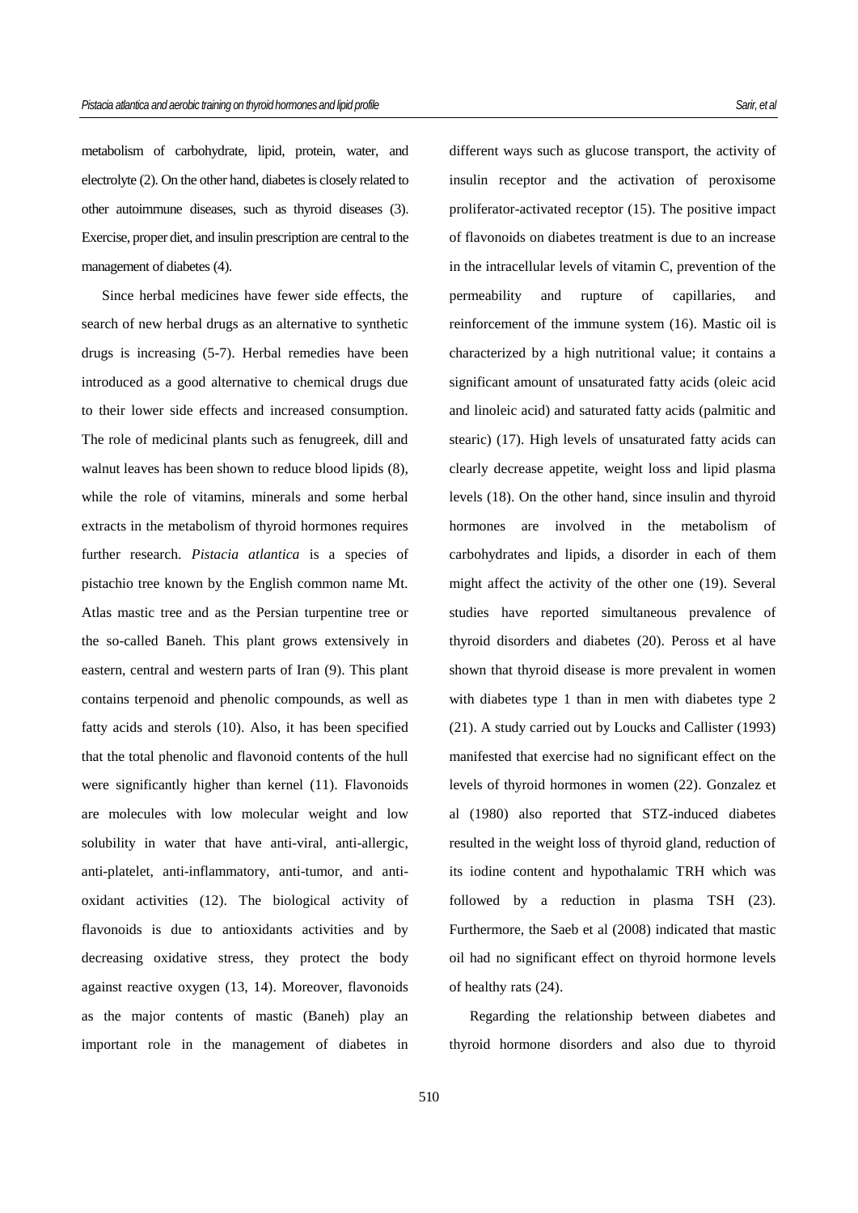metabolism of carbohydrate, lipid, protein, water, and electrolyte (2). On the other hand, diabetes is closely related to other autoimmune diseases, such as thyroid diseases (3). Exercise, proper diet, and insulin prescription are central to the management of diabetes (4).

Since herbal medicines have fewer side effects, the search of new herbal drugs as an alternative to synthetic drugs is increasing (5-7). Herbal remedies have been introduced as a good alternative to chemical drugs due to their lower side effects and increased consumption. The role of medicinal plants such as fenugreek, dill and walnut leaves has been shown to reduce blood lipids (8), while the role of vitamins, minerals and some herbal extracts in the metabolism of thyroid hormones requires further research. *Pistacia atlantica* is a species of pistachio tree known by the English common name Mt. Atlas mastic tree and as the Persian turpentine tree or the so-called Baneh. This plant grows extensively in eastern, central and western parts of Iran (9). This plant contains terpenoid and phenolic compounds, as well as fatty acids and sterols (10). Also, it has been specified that the total phenolic and flavonoid contents of the hull were significantly higher than kernel (11). Flavonoids are molecules with low molecular weight and low solubility in water that have anti-viral, anti-allergic, anti-platelet, anti-inflammatory, anti-tumor, and anti-oxidant activities (12). The biological activity of flavonoids is due to antioxidants activities and by decreasing oxidative stress, they protect the body against reactive oxygen (13, 14). Moreover, flavonoids as the major contents of mastic (Baneh) play an important role in the management of diabetes in different ways such as glucose transport, the activity of insulin receptor and the activation of peroxisome proliferator-activated receptor (15). The positive impact of flavonoids on diabetes treatment is due to an increase in the intracellular levels of vitamin C, prevention of the permeability and rupture of capillaries, and reinforcement of the immune system (16). Mastic oil is characterized by a high nutritional value; it contains a significant amount of unsaturated fatty acids (oleic acid and linoleic acid) and saturated fatty acids (palmitic and stearic) (17). High levels of unsaturated fatty acids can clearly decrease appetite, weight loss and lipid plasma levels (18). On the other hand, since insulin and thyroid hormones are involved in the metabolism of carbohydrates and lipids, a disorder in each of them might affect the activity of the other one (19). Several studies have reported simultaneous prevalence of thyroid disorders and diabetes (20). Peross et al have shown that thyroid disease is more prevalent in women with diabetes type 1 than in men with diabetes type 2 (21). A study carried out by Loucks and Callister (1993) manifested that exercise had no significant effect on the levels of thyroid hormones in women (22). Gonzalez et al (1980) also reported that STZ-induced diabetes resulted in the weight loss of thyroid gland, reduction of its iodine content and hypothalamic TRH which was followed by a reduction in plasma TSH (23). Furthermore, the Saeb et al (2008) indicated that mastic oil had no significant effect on thyroid hormone levels of healthy rats (24).

Regarding the relationship between diabetes and thyroid hormone disorders and also due to thyroid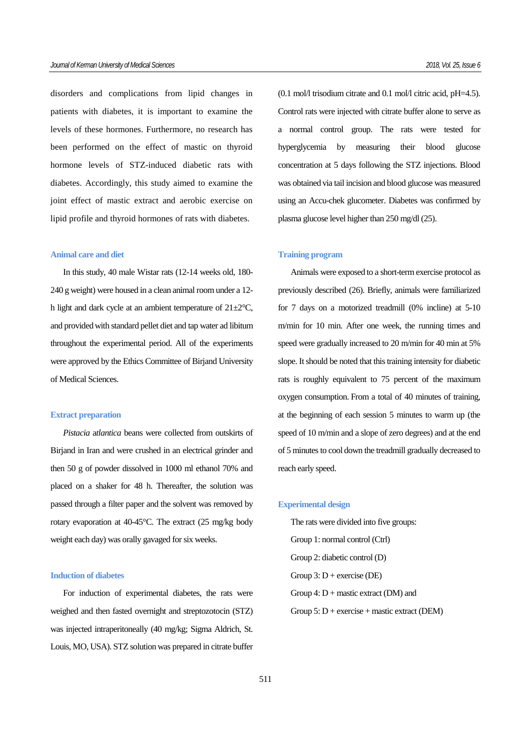disorders and complications from lipid changes in patients with diabetes, it is important to examine the levels of these hormones. Furthermore, no research has been performed on the effect of mastic on thyroid hormone levels of STZ-induced diabetic rats with diabetes. Accordingly, this study aimed to examine the joint effect of mastic extract and aerobic exercise on lipid profile and thyroid hormones of rats with diabetes.

## Animal care and diet

In this study, 40 male Wistar rats (12-14 weeks old, 180-240 g weight) were housed in a clean animal room under a 12-h light and dark cycle at an ambient temperature of 21±2°C, and provided with standard pellet diet and tap water ad libitum throughout the experimental period. All of the experiments were approved by the Ethics Committee of Birjand University of Medical Sciences.

## Extract preparation

*Pistacia atlantica* beans were collected from outskirts of Birjand in Iran and were crushed in an electrical grinder and then 50 g of powder dissolved in 1000 ml ethanol 70% and placed on a shaker for 48 h. Thereafter, the solution was passed through a filter paper and the solvent was removed by rotary evaporation at 40-45°C. The extract (25 mg/kg body weight each day) was orally gavaged for six weeks.

## Induction of diabetes

For induction of experimental diabetes, the rats were weighed and then fasted overnight and streptozotocin (STZ) was injected intraperitoneally (40 mg/kg; Sigma Aldrich, St. Louis, MO, USA). STZ solution was prepared in citrate buffer (0.1 mol/l trisodium citrate and 0.1 mol/l citric acid, pH=4.5). Control rats were injected with citrate buffer alone to serve as a normal control group. The rats were tested for hyperglycemia by measuring their blood glucose concentration at 5 days following the STZ injections. Blood was obtained via tail incision and blood glucose was measured using an Accu-chek glucometer. Diabetes was confirmed by plasma glucose level higher than 250 mg/dl (25).

## Training program

Animals were exposed to a short-term exercise protocol as previously described (26). Briefly, animals were familiarized for 7 days on a motorized treadmill (0% incline) at 5-10 m/min for 10 min. After one week, the running times and speed were gradually increased to 20 m/min for 40 min at 5% slope. It should be noted that this training intensity for diabetic rats is roughly equivalent to 75 percent of the maximum oxygen consumption. From a total of 40 minutes of training, at the beginning of each session 5 minutes to warm up (the speed of 10 m/min and a slope of zero degrees) and at the end of 5 minutes to cool down the treadmill gradually decreased to reach early speed.

## Experimental design

The rats were divided into five groups:

Group 1: normal control (Ctrl)

Group 2: diabetic control (D)

Group 3: D + exercise (DE)

Group 4: D + mastic extract (DM) and

Group 5: D + exercise + mastic extract (DEM)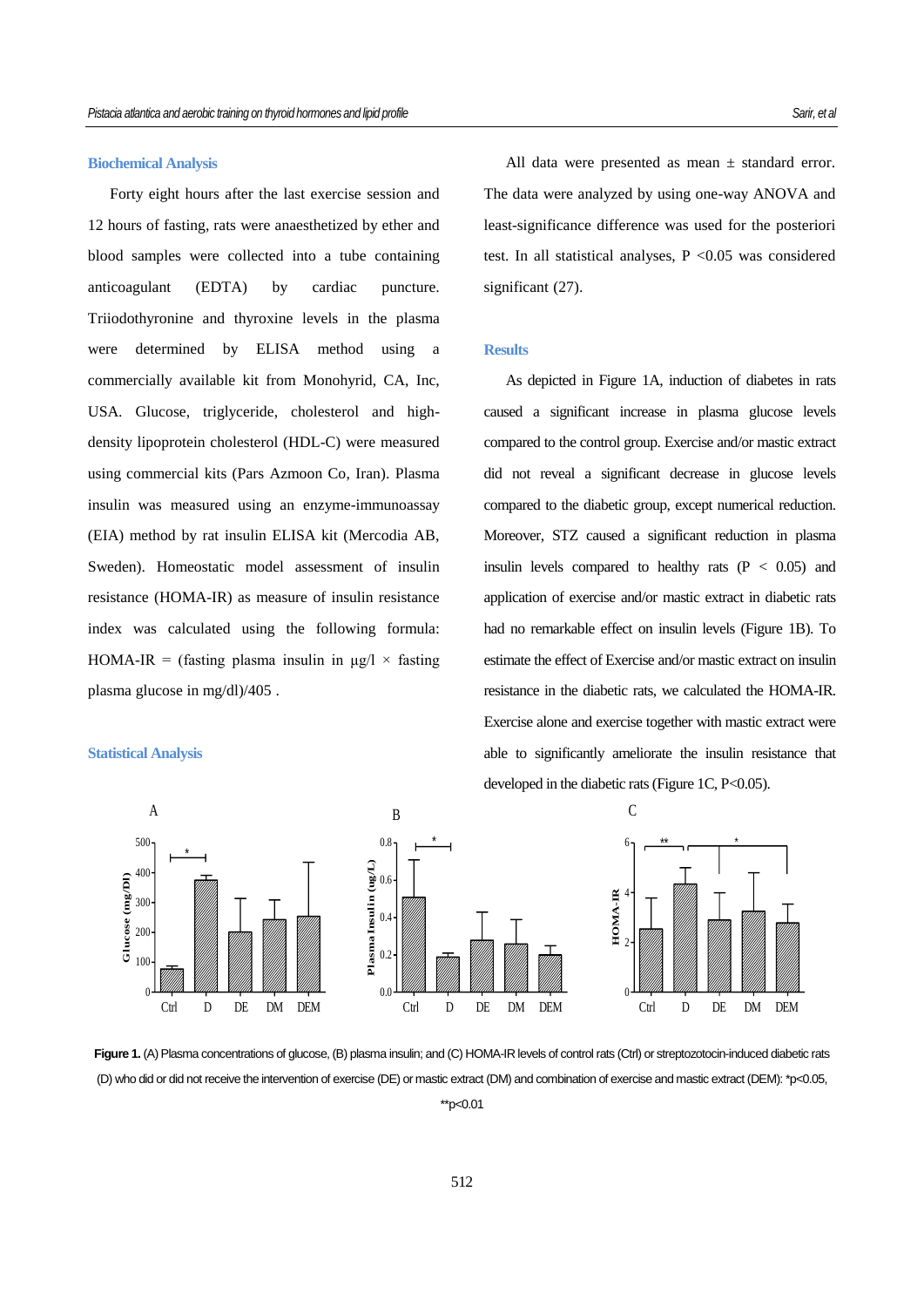### Biochemical Analysis

Forty eight hours after the last exercise session and 12 hours of fasting, rats were anaesthetized by ether and blood samples were collected into a tube containing anticoagulant (EDTA) by cardiac puncture. Triiodothyronine and thyroxine levels in the plasma were determined by ELISA method using a commercially available kit from Monohyrid, CA, Inc, USA. Glucose, triglyceride, cholesterol and high-density lipoprotein cholesterol (HDL-C) were measured using commercial kits (Pars Azmoon Co, Iran). Plasma insulin was measured using an enzyme-immunoassay (EIA) method by rat insulin ELISA kit (Mercodia AB, Sweden). Homeostatic model assessment of insulin resistance (HOMA-IR) as measure of insulin resistance index was calculated using the following formula: HOMA-IR = (fasting plasma insulin in µg/l × fasting plasma glucose in mg/dl)/405 .

### Statistical Analysis

All data were presented as mean ± standard error. The data were analyzed by using one-way ANOVA and least-significance difference was used for the posteriori test. In all statistical analyses, $P < 0.05$ was considered significant (27).

### Results

As depicted in Figure 1A, induction of diabetes in rats caused a significant increase in plasma glucose levels compared to the control group. Exercise and/or mastic extract did not reveal a significant decrease in glucose levels compared to the diabetic group, except numerical reduction. Moreover, STZ caused a significant reduction in plasma insulin levels compared to healthy rats ($P < 0.05$) and application of exercise and/or mastic extract in diabetic rats had no remarkable effect on insulin levels (Figure 1B). To estimate the effect of Exercise and/or mastic extract on insulin resistance in the diabetic rats, we calculated the HOMA-IR. Exercise alone and exercise together with mastic extract were able to significantly ameliorate the insulin resistance that developed in the diabetic rats (Figure 1C, $P<0.05$).

**Figure 1.** (A) Plasma concentrations of glucose, (B) plasma insulin; and (C) HOMA-IR levels of control rats (Ctrl) or streptozotocin-induced diabetic rats (D) who did or did not receive the intervention of exercise (DE) or mastic extract (DM) and combination of exercise and mastic extract (DEM): \*p<0.05, \*\*p<0.01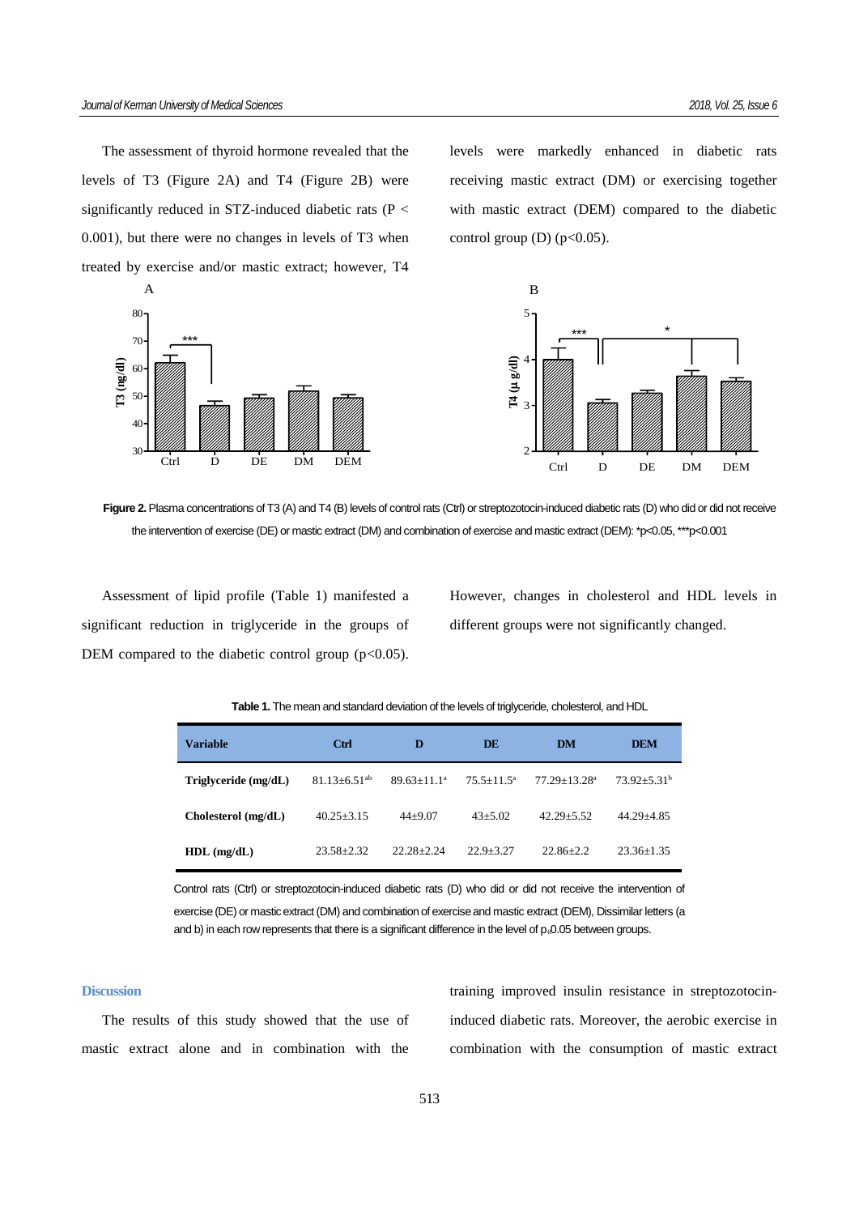The assessment of thyroid hormone revealed that the levels of T3 (Figure 2A) and T4 (Figure 2B) were significantly reduced in STZ-induced diabetic rats ($P < 0.001$), but there were no changes in levels of T3 when treated by exercise and/or mastic extract; however, T4 levels were markedly enhanced in diabetic rats receiving mastic extract (DM) or exercising together with mastic extract (DEM) compared to the diabetic control group (D) ($p<0.05$).

**Figure 2.** Plasma concentrations of T3 (A) and T4 (B) levels of control rats (Ctrl) or streptozotocin-induced diabetic rats (D) who did or did not receive the intervention of exercise (DE) or mastic extract (DM) and combination of exercise and mastic extract (DEM): *p<0.05, ***p<0.001

Assessment of lipid profile (Table 1) manifested a significant reduction in triglyceride in the groups of DEM compared to the diabetic control group ($p<0.05$). However, changes in cholesterol and HDL levels in different groups were not significantly changed.

**Table 1.** The mean and standard deviation of the levels of triglyceride, cholesterol, and HDL

| Variable | Ctrl | D | DE | DM | DEM |
|---|---|---|---|---|---|
| **Triglyceride (mg/dL)** | 81.13±6.51[ab] | 89.63±11.1[a] | 75.5±11.5[a] | 77.29±13.28[a] | 73.92±5.31[b] |
| **Cholesterol (mg/dL)** | 40.25±3.15 | 44±9.07 | 43±5.02 | 42.29±5.52 | 44.29±4.85 |
| **HDL (mg/dL)** | 23.58±2.32 | 22.28±2.24 | 22.9±3.27 | 22.86±2.2 | 23.36±1.35 |

Control rats (Ctrl) or streptozotocin-induced diabetic rats (D) who did or did not receive the intervention of exercise (DE) or mastic extract (DM) and combination of exercise and mastic extract (DEM), Dissimilar letters (a and b) in each row represents that there is a significant difference in the level of p<0.05 between groups.

## Discussion

The results of this study showed that the use of mastic extract alone and in combination with the training improved insulin resistance in streptozotocin-induced diabetic rats. Moreover, the aerobic exercise in combination with the consumption of mastic extract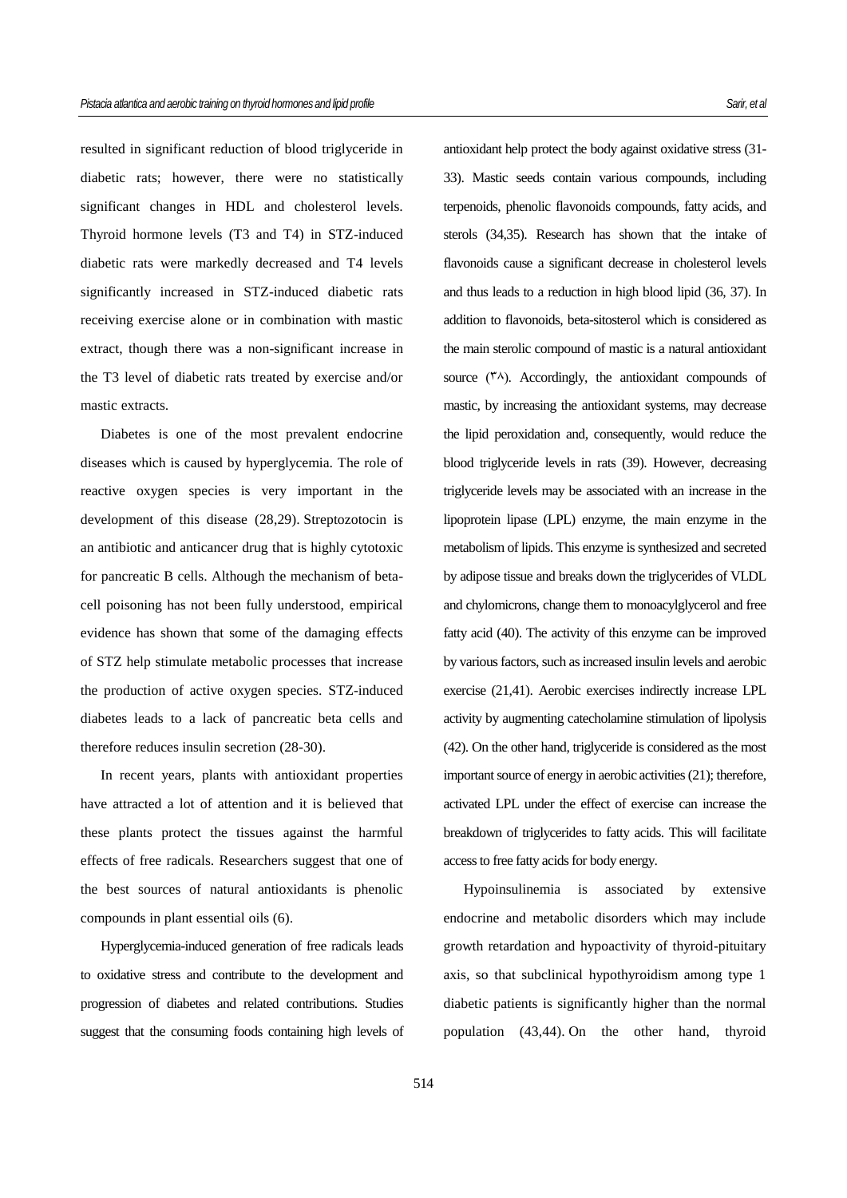resulted in significant reduction of blood triglyceride in diabetic rats; however, there were no statistically significant changes in HDL and cholesterol levels. Thyroid hormone levels (T3 and T4) in STZ-induced diabetic rats were markedly decreased and T4 levels significantly increased in STZ-induced diabetic rats receiving exercise alone or in combination with mastic extract, though there was a non-significant increase in the T3 level of diabetic rats treated by exercise and/or mastic extracts.

Diabetes is one of the most prevalent endocrine diseases which is caused by hyperglycemia. The role of reactive oxygen species is very important in the development of this disease (28,29). Streptozotocin is an antibiotic and anticancer drug that is highly cytotoxic for pancreatic B cells. Although the mechanism of beta-cell poisoning has not been fully understood, empirical evidence has shown that some of the damaging effects of STZ help stimulate metabolic processes that increase the production of active oxygen species. STZ-induced diabetes leads to a lack of pancreatic beta cells and therefore reduces insulin secretion (28-30).

In recent years, plants with antioxidant properties have attracted a lot of attention and it is believed that these plants protect the tissues against the harmful effects of free radicals. Researchers suggest that one of the best sources of natural antioxidants is phenolic compounds in plant essential oils (6).

Hyperglycemia-induced generation of free radicals leads to oxidative stress and contribute to the development and progression of diabetes and related contributions. Studies suggest that the consuming foods containing high levels of antioxidant help protect the body against oxidative stress (31-33). Mastic seeds contain various compounds, including terpenoids, phenolic flavonoids compounds, fatty acids, and sterols (34,35). Research has shown that the intake of flavonoids cause a significant decrease in cholesterol levels and thus leads to a reduction in high blood lipid (36, 37). In addition to flavonoids, beta-sitosterol which is considered as the main sterolic compound of mastic is a natural antioxidant source (۳۸). Accordingly, the antioxidant compounds of mastic, by increasing the antioxidant systems, may decrease the lipid peroxidation and, consequently, would reduce the blood triglyceride levels in rats (39). However, decreasing triglyceride levels may be associated with an increase in the lipoprotein lipase (LPL) enzyme, the main enzyme in the metabolism of lipids. This enzyme is synthesized and secreted by adipose tissue and breaks down the triglycerides of VLDL and chylomicrons, change them to monoacylglycerol and free fatty acid (40). The activity of this enzyme can be improved by various factors, such as increased insulin levels and aerobic exercise (21,41). Aerobic exercises indirectly increase LPL activity by augmenting catecholamine stimulation of lipolysis (42). On the other hand, triglyceride is considered as the most important source of energy in aerobic activities (21); therefore, activated LPL under the effect of exercise can increase the breakdown of triglycerides to fatty acids. This will facilitate access to free fatty acids for body energy.

Hypoinsulinemia is associated by extensive endocrine and metabolic disorders which may include growth retardation and hypoactivity of thyroid-pituitary axis, so that subclinical hypothyroidism among type 1 diabetic patients is significantly higher than the normal population (43,44). On the other hand, thyroid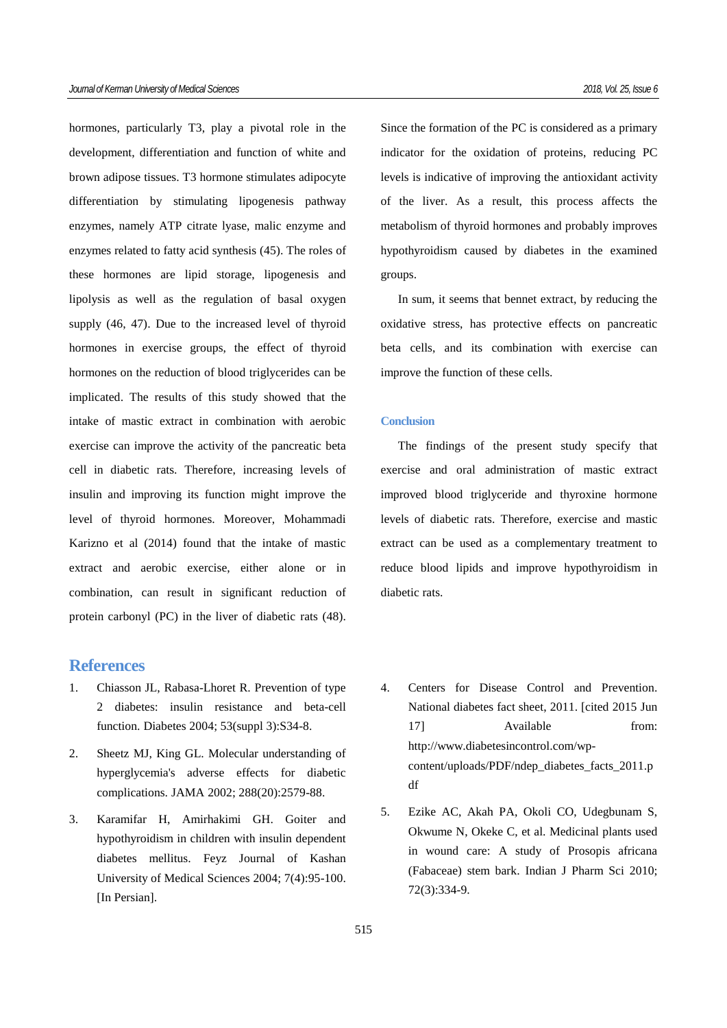hormones, particularly T3, play a pivotal role in the development, differentiation and function of white and brown adipose tissues. T3 hormone stimulates adipocyte differentiation by stimulating lipogenesis pathway enzymes, namely ATP citrate lyase, malic enzyme and enzymes related to fatty acid synthesis (45). The roles of these hormones are lipid storage, lipogenesis and lipolysis as well as the regulation of basal oxygen supply (46, 47). Due to the increased level of thyroid hormones in exercise groups, the effect of thyroid hormones on the reduction of blood triglycerides can be implicated. The results of this study showed that the intake of mastic extract in combination with aerobic exercise can improve the activity of the pancreatic beta cell in diabetic rats. Therefore, increasing levels of insulin and improving its function might improve the level of thyroid hormones. Moreover, Mohammadi Karizno et al (2014) found that the intake of mastic extract and aerobic exercise, either alone or in combination, can result in significant reduction of protein carbonyl (PC) in the liver of diabetic rats (48). Since the formation of the PC is considered as a primary indicator for the oxidation of proteins, reducing PC levels is indicative of improving the antioxidant activity of the liver. As a result, this process affects the metabolism of thyroid hormones and probably improves hypothyroidism caused by diabetes in the examined groups.

In sum, it seems that bennet extract, by reducing the oxidative stress, has protective effects on pancreatic beta cells, and its combination with exercise can improve the function of these cells.

## Conclusion

The findings of the present study specify that exercise and oral administration of mastic extract improved blood triglyceride and thyroxine hormone levels of diabetic rats. Therefore, exercise and mastic extract can be used as a complementary treatment to reduce blood lipids and improve hypothyroidism in diabetic rats.

# References

1. Chiasson JL, Rabasa-Lhoret R. Prevention of type 2 diabetes: insulin resistance and beta-cell function. Diabetes 2004; 53(suppl 3):S34-8.
2. Sheetz MJ, King GL. Molecular understanding of hyperglycemia's adverse effects for diabetic complications. JAMA 2002; 288(20):2579-88.
3. Karamifar H, Amirhakimi GH. Goiter and hypothyroidism in children with insulin dependent diabetes mellitus. Feyz Journal of Kashan University of Medical Sciences 2004; 7(4):95-100. [In Persian].
4. Centers for Disease Control and Prevention. National diabetes fact sheet, 2011. [cited 2015 Jun 17] Available from: http://www.diabetesincontrol.com/wp-content/uploads/PDF/ndep_diabetes_facts_2011.pdf
5. Ezike AC, Akah PA, Okoli CO, Udegbunam S, Okwume N, Okeke C, et al. Medicinal plants used in wound care: A study of Prosopis africana (Fabaceae) stem bark. Indian J Pharm Sci 2010; 72(3):334-9.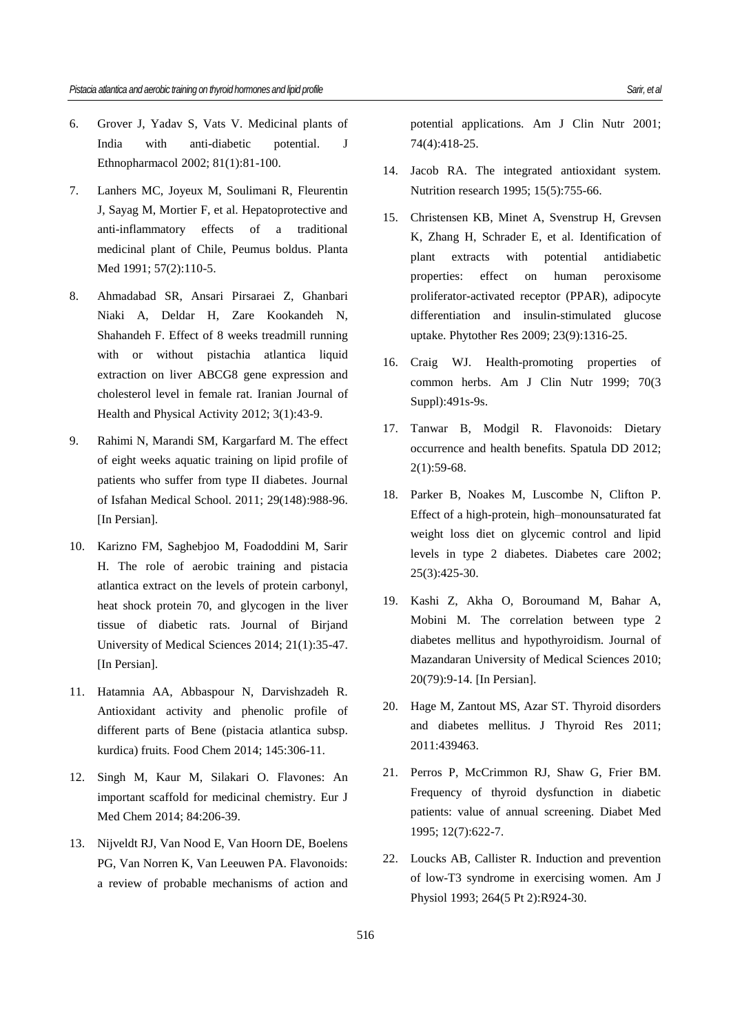6. Grover J, Yadav S, Vats V. Medicinal plants of India with anti-diabetic potential. J Ethnopharmacol 2002; 81(1):81-100.
7. Lanhers MC, Joyeux M, Soulimani R, Fleurentin J, Sayag M, Mortier F, et al. Hepatoprotective and anti-inflammatory effects of a traditional medicinal plant of Chile, Peumus boldus. Planta Med 1991; 57(2):110-5.
8. Ahmadabad SR, Ansari Pirsaraei Z, Ghanbari Niaki A, Deldar H, Zare Kookandeh N, Shahandeh F. Effect of 8 weeks treadmill running with or without pistachia atlantica liquid extraction on liver ABCG8 gene expression and cholesterol level in female rat. Iranian Journal of Health and Physical Activity 2012; 3(1):43-9.
9. Rahimi N, Marandi SM, Kargarfard M. The effect of eight weeks aquatic training on lipid profile of patients who suffer from type II diabetes. Journal of Isfahan Medical School. 2011; 29(148):988-96. [In Persian].
10. Karizno FM, Saghebjoo M, Foadoddini M, Sarir H. The role of aerobic training and pistacia atlantica extract on the levels of protein carbonyl, heat shock protein 70, and glycogen in the liver tissue of diabetic rats. Journal of Birjand University of Medical Sciences 2014; 21(1):35-47. [In Persian].
11. Hatamnia AA, Abbaspour N, Darvishzadeh R. Antioxidant activity and phenolic profile of different parts of Bene (pistacia atlantica subsp. kurdica) fruits. Food Chem 2014; 145:306-11.
12. Singh M, Kaur M, Silakari O. Flavones: An important scaffold for medicinal chemistry. Eur J Med Chem 2014; 84:206-39.
13. Nijveldt RJ, Van Nood E, Van Hoorn DE, Boelens PG, Van Norren K, Van Leeuwen PA. Flavonoids: a review of probable mechanisms of action and potential applications. Am J Clin Nutr 2001; 74(4):418-25.
14. Jacob RA. The integrated antioxidant system. Nutrition research 1995; 15(5):755-66.
15. Christensen KB, Minet A, Svenstrup H, Grevsen K, Zhang H, Schrader E, et al. Identification of plant extracts with potential antidiabetic properties: effect on human peroxisome proliferator-activated receptor (PPAR), adipocyte differentiation and insulin-stimulated glucose uptake. Phytother Res 2009; 23(9):1316-25.
16. Craig WJ. Health-promoting properties of common herbs. Am J Clin Nutr 1999; 70(3 Suppl):491s-9s.
17. Tanwar B, Modgil R. Flavonoids: Dietary occurrence and health benefits. Spatula DD 2012; 2(1):59-68.
18. Parker B, Noakes M, Luscombe N, Clifton P. Effect of a high-protein, high–monounsaturated fat weight loss diet on glycemic control and lipid levels in type 2 diabetes. Diabetes care 2002; 25(3):425-30.
19. Kashi Z, Akha O, Boroumand M, Bahar A, Mobini M. The correlation between type 2 diabetes mellitus and hypothyroidism. Journal of Mazandaran University of Medical Sciences 2010; 20(79):9-14. [In Persian].
20. Hage M, Zantout MS, Azar ST. Thyroid disorders and diabetes mellitus. J Thyroid Res 2011; 2011:439463.
21. Perros P, McCrimmon RJ, Shaw G, Frier BM. Frequency of thyroid dysfunction in diabetic patients: value of annual screening. Diabet Med 1995; 12(7):622-7.
22. Loucks AB, Callister R. Induction and prevention of low-T3 syndrome in exercising women. Am J Physiol 1993; 264(5 Pt 2):R924-30.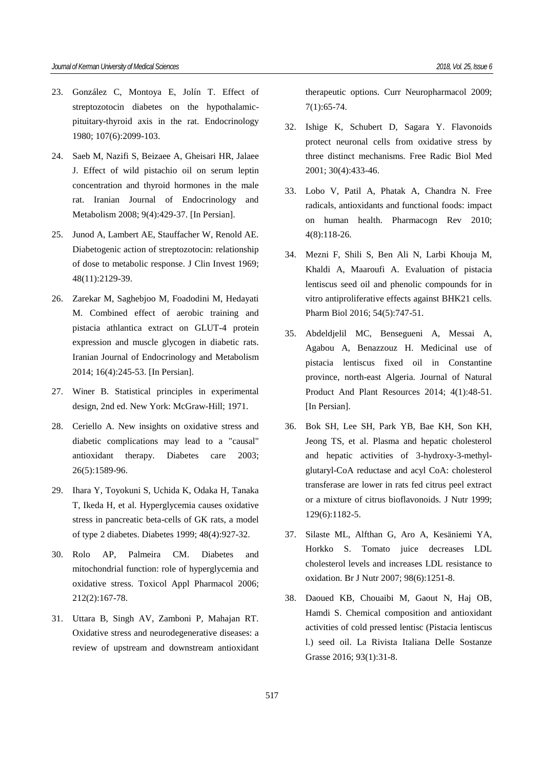23. González C, Montoya E, Jolín T. Effect of streptozotocin diabetes on the hypothalamic-pituitary-thyroid axis in the rat. Endocrinology 1980; 107(6):2099-103.

24. Saeb M, Nazifi S, Beizaee A, Gheisari HR, Jalaee J. Effect of wild pistachio oil on serum leptin concentration and thyroid hormones in the male rat. Iranian Journal of Endocrinology and Metabolism 2008; 9(4):429-37. [In Persian].

25. Junod A, Lambert AE, Stauffacher W, Renold AE. Diabetogenic action of streptozotocin: relationship of dose to metabolic response. J Clin Invest 1969; 48(11):2129-39.

26. Zarekar M, Saghebjoo M, Foadodini M, Hedayati M. Combined effect of aerobic training and pistacia athlantica extract on GLUT-4 protein expression and muscle glycogen in diabetic rats. Iranian Journal of Endocrinology and Metabolism 2014; 16(4):245-53. [In Persian].

27. Winer B. Statistical principles in experimental design, 2nd ed. New York: McGraw-Hill; 1971.

28. Ceriello A. New insights on oxidative stress and diabetic complications may lead to a "causal" antioxidant therapy. Diabetes care 2003; 26(5):1589-96.

29. Ihara Y, Toyokuni S, Uchida K, Odaka H, Tanaka T, Ikeda H, et al. Hyperglycemia causes oxidative stress in pancreatic beta-cells of GK rats, a model of type 2 diabetes. Diabetes 1999; 48(4):927-32.

30. Rolo AP, Palmeira CM. Diabetes and mitochondrial function: role of hyperglycemia and oxidative stress. Toxicol Appl Pharmacol 2006; 212(2):167-78.

31. Uttara B, Singh AV, Zamboni P, Mahajan RT. Oxidative stress and neurodegenerative diseases: a review of upstream and downstream antioxidant therapeutic options. Curr Neuropharmacol 2009; 7(1):65-74.

32. Ishige K, Schubert D, Sagara Y. Flavonoids protect neuronal cells from oxidative stress by three distinct mechanisms. Free Radic Biol Med 2001; 30(4):433-46.

33. Lobo V, Patil A, Phatak A, Chandra N. Free radicals, antioxidants and functional foods: impact on human health. Pharmacogn Rev 2010; 4(8):118-26.

34. Mezni F, Shili S, Ben Ali N, Larbi Khouja M, Khaldi A, Maaroufi A. Evaluation of pistacia lentiscus seed oil and phenolic compounds for in vitro antiproliferative effects against BHK21 cells. Pharm Biol 2016; 54(5):747-51.

35. Abdeldjelil MC, Bensegueni A, Messai A, Agabou A, Benazzouz H. Medicinal use of pistacia lentiscus fixed oil in Constantine province, north-east Algeria. Journal of Natural Product And Plant Resources 2014; 4(1):48-51. [In Persian].

36. Bok SH, Lee SH, Park YB, Bae KH, Son KH, Jeong TS, et al. Plasma and hepatic cholesterol and hepatic activities of 3-hydroxy-3-methyl-glutaryl-CoA reductase and acyl CoA: cholesterol transferase are lower in rats fed citrus peel extract or a mixture of citrus bioflavonoids. J Nutr 1999; 129(6):1182-5.

37. Silaste ML, Alfthan G, Aro A, Kesäniemi YA, Horkko S. Tomato juice decreases LDL cholesterol levels and increases LDL resistance to oxidation. Br J Nutr 2007; 98(6):1251-8.

38. Daoued KB, Chouaibi M, Gaout N, Haj OB, Hamdi S. Chemical composition and antioxidant activities of cold pressed lentisc (Pistacia lentiscus l.) seed oil. La Rivista Italiana Delle Sostanze Grasse 2016; 93(1):31-8.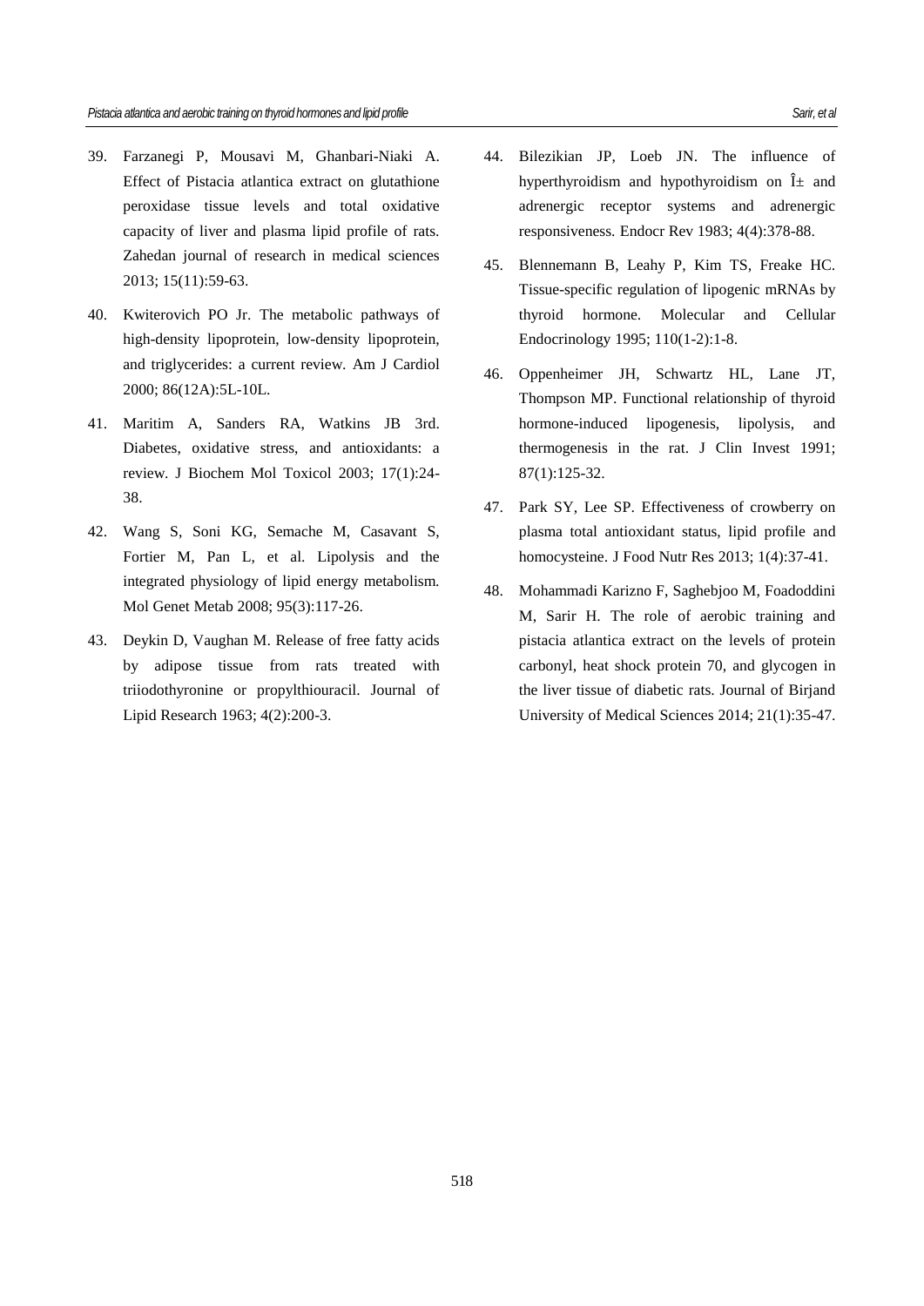39. Farzanegi P, Mousavi M, Ghanbari-Niaki A. Effect of Pistacia atlantica extract on glutathione peroxidase tissue levels and total oxidative capacity of liver and plasma lipid profile of rats. Zahedan journal of research in medical sciences 2013; 15(11):59-63.

40. Kwiterovich PO Jr. The metabolic pathways of high-density lipoprotein, low-density lipoprotein, and triglycerides: a current review. Am J Cardiol 2000; 86(12A):5L-10L.

41. Maritim A, Sanders RA, Watkins JB 3rd. Diabetes, oxidative stress, and antioxidants: a review. J Biochem Mol Toxicol 2003; 17(1):24-38.

42. Wang S, Soni KG, Semache M, Casavant S, Fortier M, Pan L, et al. Lipolysis and the integrated physiology of lipid energy metabolism. Mol Genet Metab 2008; 95(3):117-26.

43. Deykin D, Vaughan M. Release of free fatty acids by adipose tissue from rats treated with triiodothyronine or propylthiouracil. Journal of Lipid Research 1963; 4(2):200-3.

44. Bilezikian JP, Loeb JN. The influence of hyperthyroidism and hypothyroidism on Î± and adrenergic receptor systems and adrenergic responsiveness. Endocr Rev 1983; 4(4):378-88.

45. Blennemann B, Leahy P, Kim TS, Freake HC. Tissue-specific regulation of lipogenic mRNAs by thyroid hormone. Molecular and Cellular Endocrinology 1995; 110(1-2):1-8.

46. Oppenheimer JH, Schwartz HL, Lane JT, Thompson MP. Functional relationship of thyroid hormone-induced lipogenesis, lipolysis, and thermogenesis in the rat. J Clin Invest 1991; 87(1):125-32.

47. Park SY, Lee SP. Effectiveness of crowberry on plasma total antioxidant status, lipid profile and homocysteine. J Food Nutr Res 2013; 1(4):37-41.

48. Mohammadi Karizno F, Saghebjoo M, Foadoddini M, Sarir H. The role of aerobic training and pistacia atlantica extract on the levels of protein carbonyl, heat shock protein 70, and glycogen in the liver tissue of diabetic rats. Journal of Birjand University of Medical Sciences 2014; 21(1):35-47.